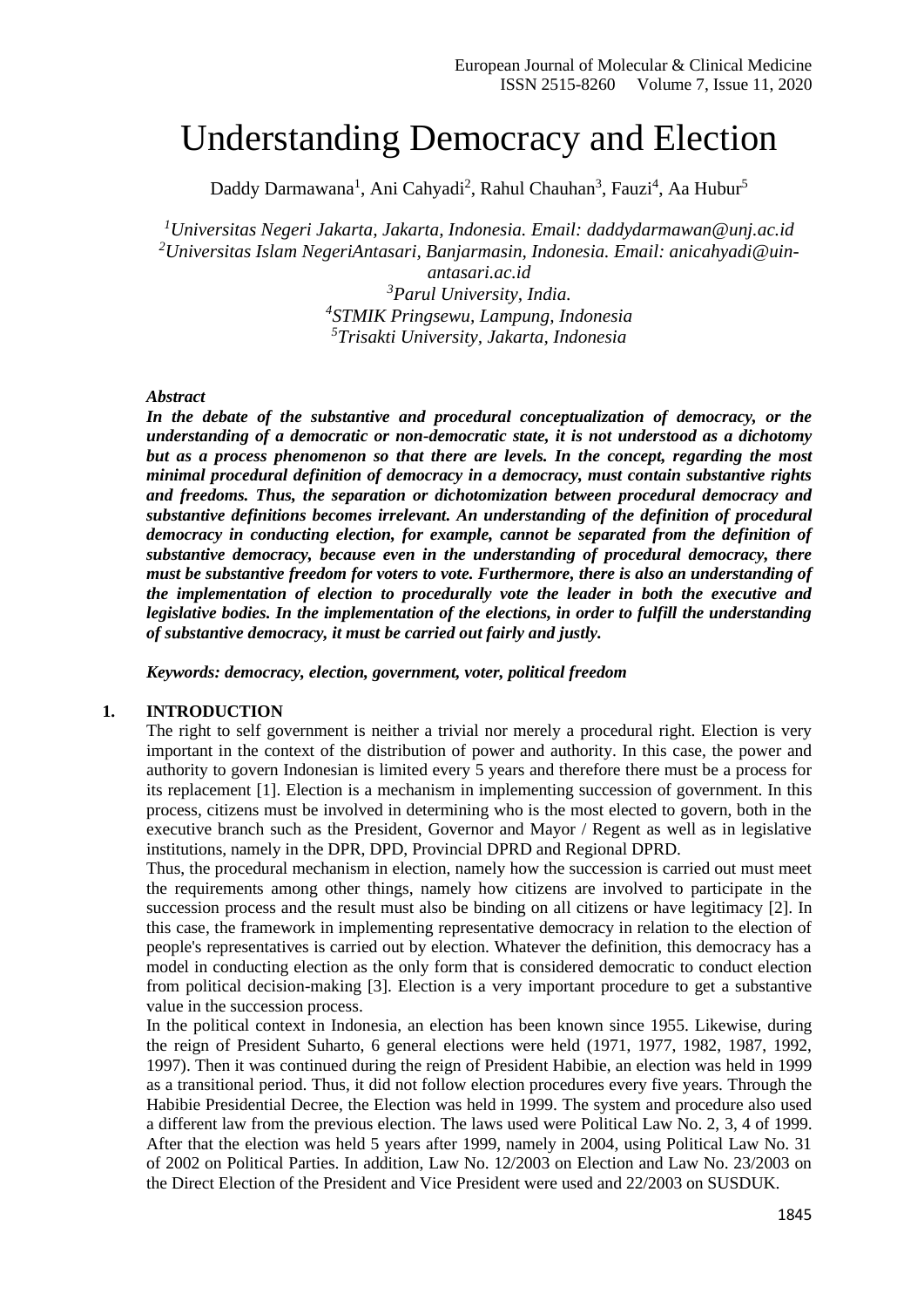# Understanding Democracy and Election

Daddy Darmawana[1], Ani Cahyadi[2], Rahul Chauhan[3], Fauzi[4], Aa Hubur[5]

*[1]Universitas Negeri Jakarta, Jakarta, Indonesia. Email: daddydarmawan@unj.ac.id*
*[2]Universitas Islam NegeriAntasari, Banjarmasin, Indonesia. Email: anicahyadi@uin-antasari.ac.id*
*[3]Parul University, India.*
*[4]STMIK Pringsewu, Lampung, Indonesia*
*[5]Trisakti University, Jakarta, Indonesia*

***Abstract***

***In the debate of the substantive and procedural conceptualization of democracy, or the understanding of a democratic or non-democratic state, it is not understood as a dichotomy but as a process phenomenon so that there are levels. In the concept, regarding the most minimal procedural definition of democracy in a democracy, must contain substantive rights and freedoms. Thus, the separation or dichotomization between procedural democracy and substantive definitions becomes irrelevant. An understanding of the definition of procedural democracy in conducting election, for example, cannot be separated from the definition of substantive democracy, because even in the understanding of procedural democracy, there must be substantive freedom for voters to vote. Furthermore, there is also an understanding of the implementation of election to procedurally vote the leader in both the executive and legislative bodies. In the implementation of the elections, in order to fulfill the understanding of substantive democracy, it must be carried out fairly and justly.***

***Keywords: democracy, election, government, voter, political freedom***

## 1. INTRODUCTION

The right to self government is neither a trivial nor merely a procedural right. Election is very important in the context of the distribution of power and authority. In this case, the power and authority to govern Indonesian is limited every 5 years and therefore there must be a process for its replacement [1]. Election is a mechanism in implementing succession of government. In this process, citizens must be involved in determining who is the most elected to govern, both in the executive branch such as the President, Governor and Mayor / Regent as well as in legislative institutions, namely in the DPR, DPD, Provincial DPRD and Regional DPRD.

Thus, the procedural mechanism in election, namely how the succession is carried out must meet the requirements among other things, namely how citizens are involved to participate in the succession process and the result must also be binding on all citizens or have legitimacy [2]. In this case, the framework in implementing representative democracy in relation to the election of people's representatives is carried out by election. Whatever the definition, this democracy has a model in conducting election as the only form that is considered democratic to conduct election from political decision-making [3]. Election is a very important procedure to get a substantive value in the succession process.

In the political context in Indonesia, an election has been known since 1955. Likewise, during the reign of President Suharto, 6 general elections were held (1971, 1977, 1982, 1987, 1992, 1997). Then it was continued during the reign of President Habibie, an election was held in 1999 as a transitional period. Thus, it did not follow election procedures every five years. Through the Habibie Presidential Decree, the Election was held in 1999. The system and procedure also used a different law from the previous election. The laws used were Political Law No. 2, 3, 4 of 1999. After that the election was held 5 years after 1999, namely in 2004, using Political Law No. 31 of 2002 on Political Parties. In addition, Law No. 12/2003 on Election and Law No. 23/2003 on the Direct Election of the President and Vice President were used and 22/2003 on SUSDUK.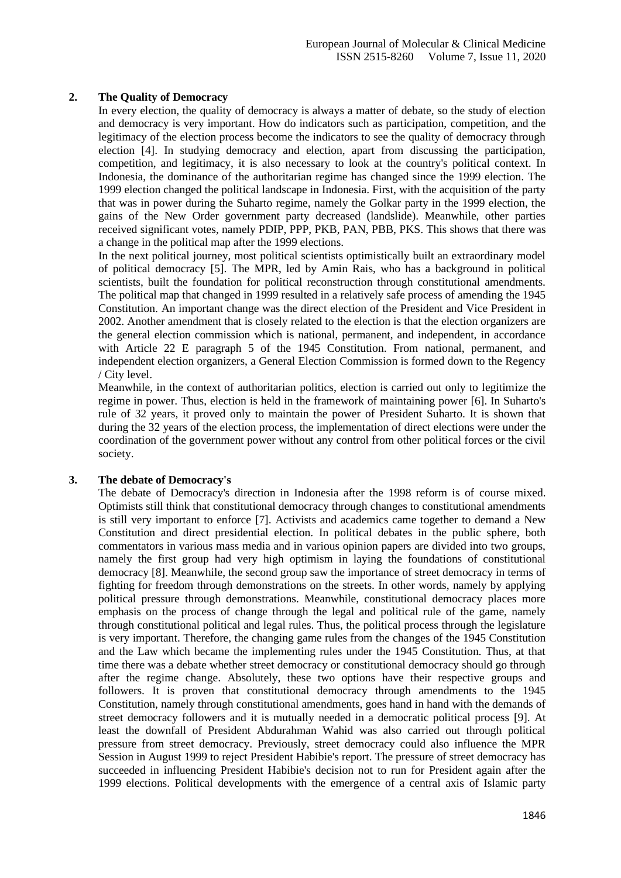## 2. The Quality of Democracy

In every election, the quality of democracy is always a matter of debate, so the study of election and democracy is very important. How do indicators such as participation, competition, and the legitimacy of the election process become the indicators to see the quality of democracy through election [4]. In studying democracy and election, apart from discussing the participation, competition, and legitimacy, it is also necessary to look at the country's political context. In Indonesia, the dominance of the authoritarian regime has changed since the 1999 election. The 1999 election changed the political landscape in Indonesia. First, with the acquisition of the party that was in power during the Suharto regime, namely the Golkar party in the 1999 election, the gains of the New Order government party decreased (landslide). Meanwhile, other parties received significant votes, namely PDIP, PPP, PKB, PAN, PBB, PKS. This shows that there was a change in the political map after the 1999 elections.

In the next political journey, most political scientists optimistically built an extraordinary model of political democracy [5]. The MPR, led by Amin Rais, who has a background in political scientists, built the foundation for political reconstruction through constitutional amendments. The political map that changed in 1999 resulted in a relatively safe process of amending the 1945 Constitution. An important change was the direct election of the President and Vice President in 2002. Another amendment that is closely related to the election is that the election organizers are the general election commission which is national, permanent, and independent, in accordance with Article 22 E paragraph 5 of the 1945 Constitution. From national, permanent, and independent election organizers, a General Election Commission is formed down to the Regency / City level.

Meanwhile, in the context of authoritarian politics, election is carried out only to legitimize the regime in power. Thus, election is held in the framework of maintaining power [6]. In Suharto's rule of 32 years, it proved only to maintain the power of President Suharto. It is shown that during the 32 years of the election process, the implementation of direct elections were under the coordination of the government power without any control from other political forces or the civil society.

## 3. The debate of Democracy's

The debate of Democracy's direction in Indonesia after the 1998 reform is of course mixed. Optimists still think that constitutional democracy through changes to constitutional amendments is still very important to enforce [7]. Activists and academics came together to demand a New Constitution and direct presidential election. In political debates in the public sphere, both commentators in various mass media and in various opinion papers are divided into two groups, namely the first group had very high optimism in laying the foundations of constitutional democracy [8]. Meanwhile, the second group saw the importance of street democracy in terms of fighting for freedom through demonstrations on the streets. In other words, namely by applying political pressure through demonstrations. Meanwhile, constitutional democracy places more emphasis on the process of change through the legal and political rule of the game, namely through constitutional political and legal rules. Thus, the political process through the legislature is very important. Therefore, the changing game rules from the changes of the 1945 Constitution and the Law which became the implementing rules under the 1945 Constitution. Thus, at that time there was a debate whether street democracy or constitutional democracy should go through after the regime change. Absolutely, these two options have their respective groups and followers. It is proven that constitutional democracy through amendments to the 1945 Constitution, namely through constitutional amendments, goes hand in hand with the demands of street democracy followers and it is mutually needed in a democratic political process [9]. At least the downfall of President Abdurahman Wahid was also carried out through political pressure from street democracy. Previously, street democracy could also influence the MPR Session in August 1999 to reject President Habibie's report. The pressure of street democracy has succeeded in influencing President Habibie's decision not to run for President again after the 1999 elections. Political developments with the emergence of a central axis of Islamic party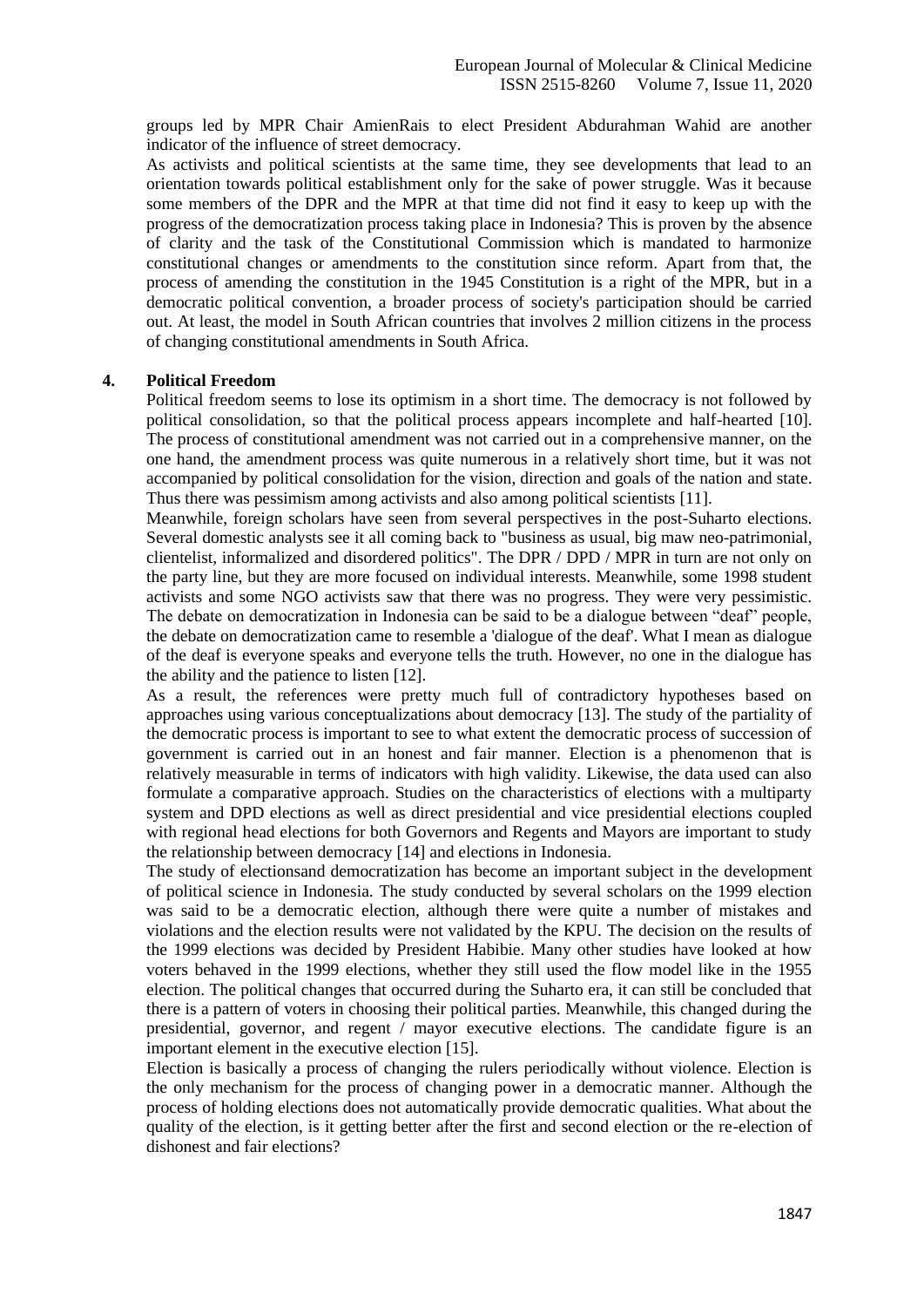groups led by MPR Chair AmienRais to elect President Abdurahman Wahid are another indicator of the influence of street democracy.

As activists and political scientists at the same time, they see developments that lead to an orientation towards political establishment only for the sake of power struggle. Was it because some members of the DPR and the MPR at that time did not find it easy to keep up with the progress of the democratization process taking place in Indonesia? This is proven by the absence of clarity and the task of the Constitutional Commission which is mandated to harmonize constitutional changes or amendments to the constitution since reform. Apart from that, the process of amending the constitution in the 1945 Constitution is a right of the MPR, but in a democratic political convention, a broader process of society's participation should be carried out. At least, the model in South African countries that involves 2 million citizens in the process of changing constitutional amendments in South Africa.

## 4. Political Freedom

Political freedom seems to lose its optimism in a short time. The democracy is not followed by political consolidation, so that the political process appears incomplete and half-hearted [10]. The process of constitutional amendment was not carried out in a comprehensive manner, on the one hand, the amendment process was quite numerous in a relatively short time, but it was not accompanied by political consolidation for the vision, direction and goals of the nation and state. Thus there was pessimism among activists and also among political scientists [11].

Meanwhile, foreign scholars have seen from several perspectives in the post-Suharto elections. Several domestic analysts see it all coming back to "business as usual, big maw neo-patrimonial, clientelist, informalized and disordered politics". The DPR / DPD / MPR in turn are not only on the party line, but they are more focused on individual interests. Meanwhile, some 1998 student activists and some NGO activists saw that there was no progress. They were very pessimistic. The debate on democratization in Indonesia can be said to be a dialogue between "deaf" people, the debate on democratization came to resemble a 'dialogue of the deaf'. What I mean as dialogue of the deaf is everyone speaks and everyone tells the truth. However, no one in the dialogue has the ability and the patience to listen [12].

As a result, the references were pretty much full of contradictory hypotheses based on approaches using various conceptualizations about democracy [13]. The study of the partiality of the democratic process is important to see to what extent the democratic process of succession of government is carried out in an honest and fair manner. Election is a phenomenon that is relatively measurable in terms of indicators with high validity. Likewise, the data used can also formulate a comparative approach. Studies on the characteristics of elections with a multiparty system and DPD elections as well as direct presidential and vice presidential elections coupled with regional head elections for both Governors and Regents and Mayors are important to study the relationship between democracy [14] and elections in Indonesia.

The study of electionsand democratization has become an important subject in the development of political science in Indonesia. The study conducted by several scholars on the 1999 election was said to be a democratic election, although there were quite a number of mistakes and violations and the election results were not validated by the KPU. The decision on the results of the 1999 elections was decided by President Habibie. Many other studies have looked at how voters behaved in the 1999 elections, whether they still used the flow model like in the 1955 election. The political changes that occurred during the Suharto era, it can still be concluded that there is a pattern of voters in choosing their political parties. Meanwhile, this changed during the presidential, governor, and regent / mayor executive elections. The candidate figure is an important element in the executive election [15].

Election is basically a process of changing the rulers periodically without violence. Election is the only mechanism for the process of changing power in a democratic manner. Although the process of holding elections does not automatically provide democratic qualities. What about the quality of the election, is it getting better after the first and second election or the re-election of dishonest and fair elections?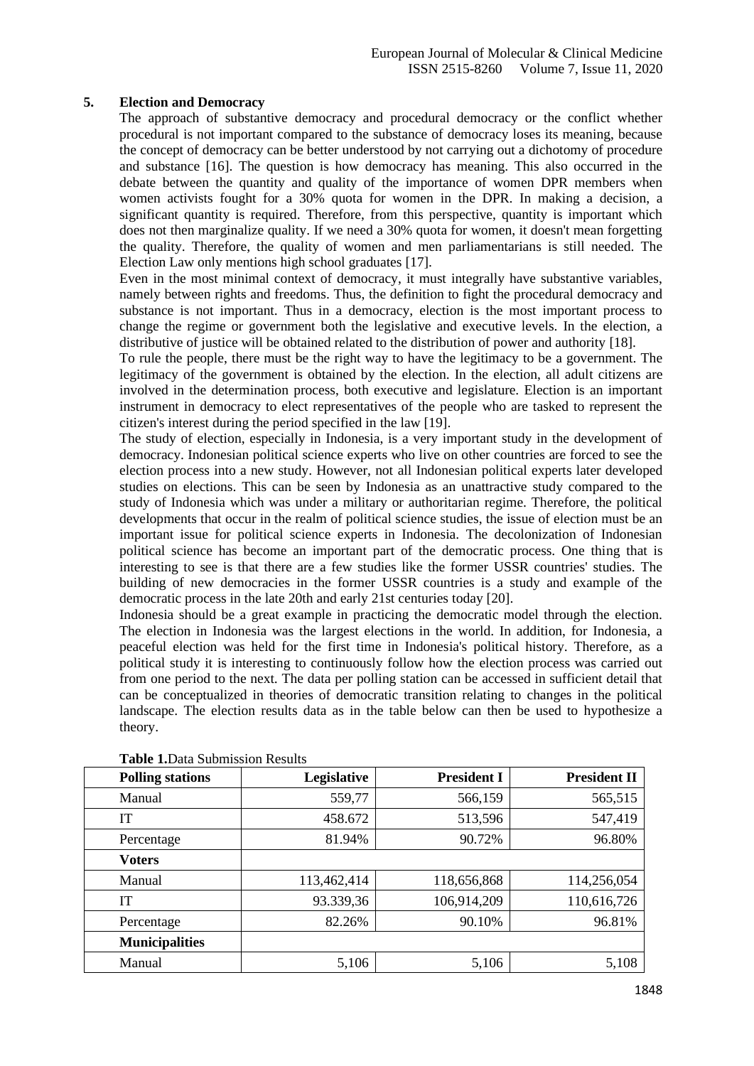## 5. Election and Democracy

The approach of substantive democracy and procedural democracy or the conflict whether procedural is not important compared to the substance of democracy loses its meaning, because the concept of democracy can be better understood by not carrying out a dichotomy of procedure and substance [16]. The question is how democracy has meaning. This also occurred in the debate between the quantity and quality of the importance of women DPR members when women activists fought for a 30% quota for women in the DPR. In making a decision, a significant quantity is required. Therefore, from this perspective, quantity is important which does not then marginalize quality. If we need a 30% quota for women, it doesn't mean forgetting the quality. Therefore, the quality of women and men parliamentarians is still needed. The Election Law only mentions high school graduates [17].

Even in the most minimal context of democracy, it must integrally have substantive variables, namely between rights and freedoms. Thus, the definition to fight the procedural democracy and substance is not important. Thus in a democracy, election is the most important process to change the regime or government both the legislative and executive levels. In the election, a distributive of justice will be obtained related to the distribution of power and authority [18].

To rule the people, there must be the right way to have the legitimacy to be a government. The legitimacy of the government is obtained by the election. In the election, all adult citizens are involved in the determination process, both executive and legislature. Election is an important instrument in democracy to elect representatives of the people who are tasked to represent the citizen's interest during the period specified in the law [19].

The study of election, especially in Indonesia, is a very important study in the development of democracy. Indonesian political science experts who live on other countries are forced to see the election process into a new study. However, not all Indonesian political experts later developed studies on elections. This can be seen by Indonesia as an unattractive study compared to the study of Indonesia which was under a military or authoritarian regime. Therefore, the political developments that occur in the realm of political science studies, the issue of election must be an important issue for political science experts in Indonesia. The decolonization of Indonesian political science has become an important part of the democratic process. One thing that is interesting to see is that there are a few studies like the former USSR countries' studies. The building of new democracies in the former USSR countries is a study and example of the democratic process in the late 20th and early 21st centuries today [20].

Indonesia should be a great example in practicing the democratic model through the election. The election in Indonesia was the largest elections in the world. In addition, for Indonesia, a peaceful election was held for the first time in Indonesia's political history. Therefore, as a political study it is interesting to continuously follow how the election process was carried out from one period to the next. The data per polling station can be accessed in sufficient detail that can be conceptualized in theories of democratic transition relating to changes in the political landscape. The election results data as in the table below can then be used to hypothesize a theory.

**Table 1.** Data Submission Results

| Polling stations | Legislative | President I | President II |
|---|---|---|---|
| Manual | 559,77 | 566,159 | 565,515 |
| IT | 458.672 | 513,596 | 547,419 |
| Percentage | 81.94% | 90.72% | 96.80% |
| **Voters** | | | |
| Manual | 113,462,414 | 118,656,868 | 114,256,054 |
| IT | 93.339,36 | 106,914,209 | 110,616,726 |
| Percentage | 82.26% | 90.10% | 96.81% |
| **Municipalities** | | | |
| Manual | 5,106 | 5,106 | 5,108 |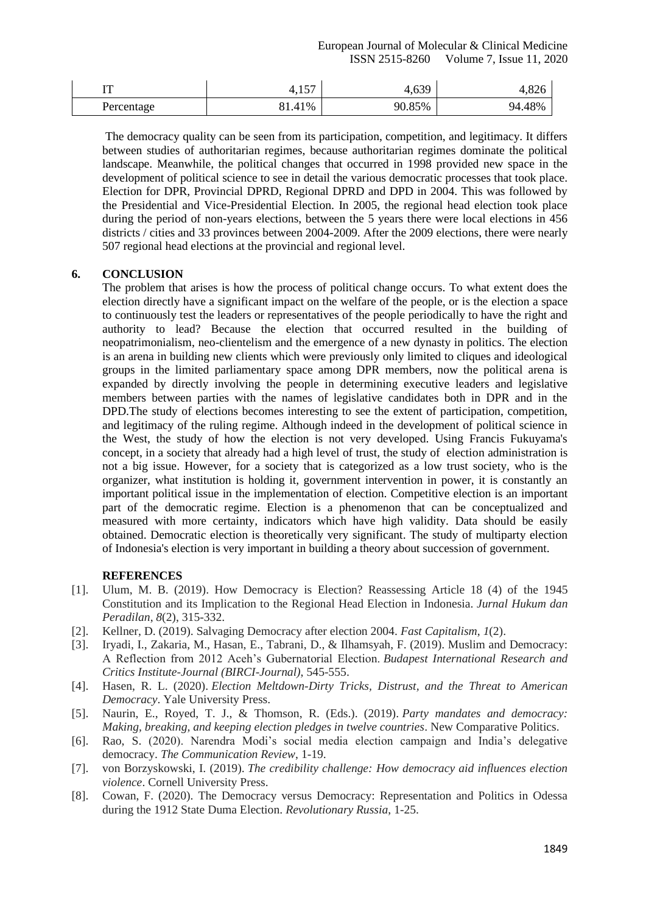| IT | 4,157 | 4,639 | 4,826 |
|---|---|---|---|
| Percentage | 81.41% | 90.85% | 94.48% |

The democracy quality can be seen from its participation, competition, and legitimacy. It differs between studies of authoritarian regimes, because authoritarian regimes dominate the political landscape. Meanwhile, the political changes that occurred in 1998 provided new space in the development of political science to see in detail the various democratic processes that took place. Election for DPR, Provincial DPRD, Regional DPRD and DPD in 2004. This was followed by the Presidential and Vice-Presidential Election. In 2005, the regional head election took place during the period of non-years elections, between the 5 years there were local elections in 456 districts / cities and 33 provinces between 2004-2009. After the 2009 elections, there were nearly 507 regional head elections at the provincial and regional level.

## 6. CONCLUSION

The problem that arises is how the process of political change occurs. To what extent does the election directly have a significant impact on the welfare of the people, or is the election a space to continuously test the leaders or representatives of the people periodically to have the right and authority to lead? Because the election that occurred resulted in the building of neopatrimonialism, neo-clientelism and the emergence of a new dynasty in politics. The election is an arena in building new clients which were previously only limited to cliques and ideological groups in the limited parliamentary space among DPR members, now the political arena is expanded by directly involving the people in determining executive leaders and legislative members between parties with the names of legislative candidates both in DPR and in the DPD.The study of elections becomes interesting to see the extent of participation, competition, and legitimacy of the ruling regime. Although indeed in the development of political science in the West, the study of how the election is not very developed. Using Francis Fukuyama's concept, in a society that already had a high level of trust, the study of election administration is not a big issue. However, for a society that is categorized as a low trust society, who is the organizer, what institution is holding it, government intervention in power, it is constantly an important political issue in the implementation of election. Competitive election is an important part of the democratic regime. Election is a phenomenon that can be conceptualized and measured with more certainty, indicators which have high validity. Data should be easily obtained. Democratic election is theoretically very significant. The study of multiparty election of Indonesia's election is very important in building a theory about succession of government.

## REFERENCES

[1]. Ulum, M. B. (2019). How Democracy is Election? Reassessing Article 18 (4) of the 1945 Constitution and its Implication to the Regional Head Election in Indonesia. *Jurnal Hukum dan Peradilan*, *8*(2), 315-332.

[2]. Kellner, D. (2019). Salvaging Democracy after election 2004. *Fast Capitalism*, *1*(2).

[3]. Iryadi, I., Zakaria, M., Hasan, E., Tabrani, D., & Ilhamsyah, F. (2019). Muslim and Democracy: A Reflection from 2012 Aceh's Gubernatorial Election. *Budapest International Research and Critics Institute-Journal (BIRCI-Journal)*, 545-555.

[4]. Hasen, R. L. (2020). *Election Meltdown-Dirty Tricks, Distrust, and the Threat to American Democracy*. Yale University Press.

[5]. Naurin, E., Royed, T. J., & Thomson, R. (Eds.). (2019). *Party mandates and democracy: Making, breaking, and keeping election pledges in twelve countries*. New Comparative Politics.

[6]. Rao, S. (2020). Narendra Modi's social media election campaign and India's delegative democracy. *The Communication Review*, 1-19.

[7]. von Borzyskowski, I. (2019). *The credibility challenge: How democracy aid influences election violence*. Cornell University Press.

[8]. Cowan, F. (2020). The Democracy versus Democracy: Representation and Politics in Odessa during the 1912 State Duma Election. *Revolutionary Russia*, 1-25.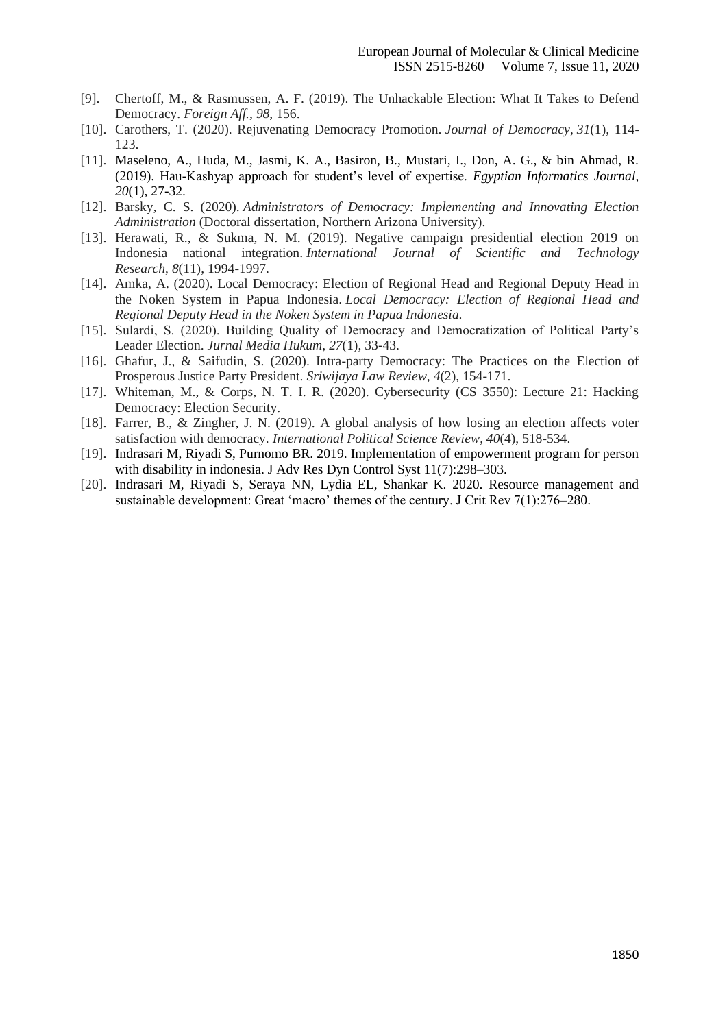[9]. Chertoff, M., & Rasmussen, A. F. (2019). The Unhackable Election: What It Takes to Defend Democracy. *Foreign Aff.*, *98*, 156.

[10]. Carothers, T. (2020). Rejuvenating Democracy Promotion. *Journal of Democracy*, *31*(1), 114-123.

[11]. Maseleno, A., Huda, M., Jasmi, K. A., Basiron, B., Mustari, I., Don, A. G., & bin Ahmad, R. (2019). Hau-Kashyap approach for student's level of expertise. *Egyptian Informatics Journal*, *20*(1), 27-32.

[12]. Barsky, C. S. (2020). *Administrators of Democracy: Implementing and Innovating Election Administration* (Doctoral dissertation, Northern Arizona University).

[13]. Herawati, R., & Sukma, N. M. (2019). Negative campaign presidential election 2019 on Indonesia national integration. *International Journal of Scientific and Technology Research*, *8*(11), 1994-1997.

[14]. Amka, A. (2020). Local Democracy: Election of Regional Head and Regional Deputy Head in the Noken System in Papua Indonesia. *Local Democracy: Election of Regional Head and Regional Deputy Head in the Noken System in Papua Indonesia*.

[15]. Sulardi, S. (2020). Building Quality of Democracy and Democratization of Political Party's Leader Election. *Jurnal Media Hukum*, *27*(1), 33-43.

[16]. Ghafur, J., & Saifudin, S. (2020). Intra-party Democracy: The Practices on the Election of Prosperous Justice Party President. *Sriwijaya Law Review*, *4*(2), 154-171.

[17]. Whiteman, M., & Corps, N. T. I. R. (2020). Cybersecurity (CS 3550): Lecture 21: Hacking Democracy: Election Security.

[18]. Farrer, B., & Zingher, J. N. (2019). A global analysis of how losing an election affects voter satisfaction with democracy. *International Political Science Review*, *40*(4), 518-534.

[19]. Indrasari M, Riyadi S, Purnomo BR. 2019. Implementation of empowerment program for person with disability in indonesia. J Adv Res Dyn Control Syst 11(7):298–303.

[20]. Indrasari M, Riyadi S, Seraya NN, Lydia EL, Shankar K. 2020. Resource management and sustainable development: Great 'macro' themes of the century. J Crit Rev 7(1):276–280.